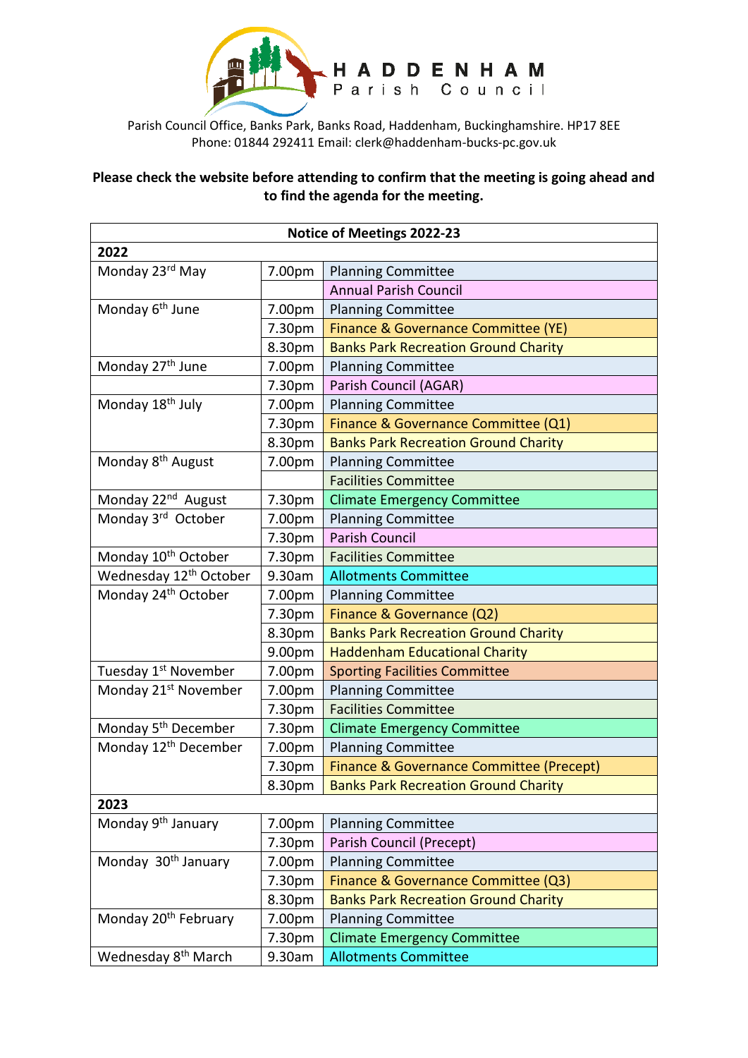# HADDENHAM Parish Council

Parish Council Office, Banks Park, Banks Road, Haddenham, Buckinghamshire. HP17 8EE
Phone: 01844 292411 Email: clerk@haddenham-bucks-pc.gov.uk

**Please check the website before attending to confirm that the meeting is going ahead and to find the agenda for the meeting.**

| Notice of Meetings 2022-23 | | |
|---|---|---|
| **2022** | | |
| Monday 23rd May | 7.00pm | Planning Committee |
| | | Annual Parish Council |
| Monday 6th June | 7.00pm | Planning Committee |
| | 7.30pm | Finance & Governance Committee (YE) |
| | 8.30pm | Banks Park Recreation Ground Charity |
| Monday 27th June | 7.00pm | Planning Committee |
| | 7.30pm | Parish Council (AGAR) |
| Monday 18th July | 7.00pm | Planning Committee |
| | 7.30pm | Finance & Governance Committee (Q1) |
| | 8.30pm | Banks Park Recreation Ground Charity |
| Monday 8th August | 7.00pm | Planning Committee |
| | | Facilities Committee |
| Monday 22nd August | 7.30pm | Climate Emergency Committee |
| Monday 3rd October | 7.00pm | Planning Committee |
| | 7.30pm | Parish Council |
| Monday 10th October | 7.30pm | Facilities Committee |
| Wednesday 12th October | 9.30am | Allotments Committee |
| Monday 24th October | 7.00pm | Planning Committee |
| | 7.30pm | Finance & Governance (Q2) |
| | 8.30pm | Banks Park Recreation Ground Charity |
| | 9.00pm | Haddenham Educational Charity |
| Tuesday 1st November | 7.00pm | Sporting Facilities Committee |
| Monday 21st November | 7.00pm | Planning Committee |
| | 7.30pm | Facilities Committee |
| Monday 5th December | 7.30pm | Climate Emergency Committee |
| Monday 12th December | 7.00pm | Planning Committee |
| | 7.30pm | Finance & Governance Committee (Precept) |
| | 8.30pm | Banks Park Recreation Ground Charity |
| **2023** | | |
| Monday 9th January | 7.00pm | Planning Committee |
| | 7.30pm | Parish Council (Precept) |
| Monday 30th January | 7.00pm | Planning Committee |
| | 7.30pm | Finance & Governance Committee (Q3) |
| | 8.30pm | Banks Park Recreation Ground Charity |
| Monday 20th February | 7.00pm | Planning Committee |
| | 7.30pm | Climate Emergency Committee |
| Wednesday 8th March | 9.30am | Allotments Committee |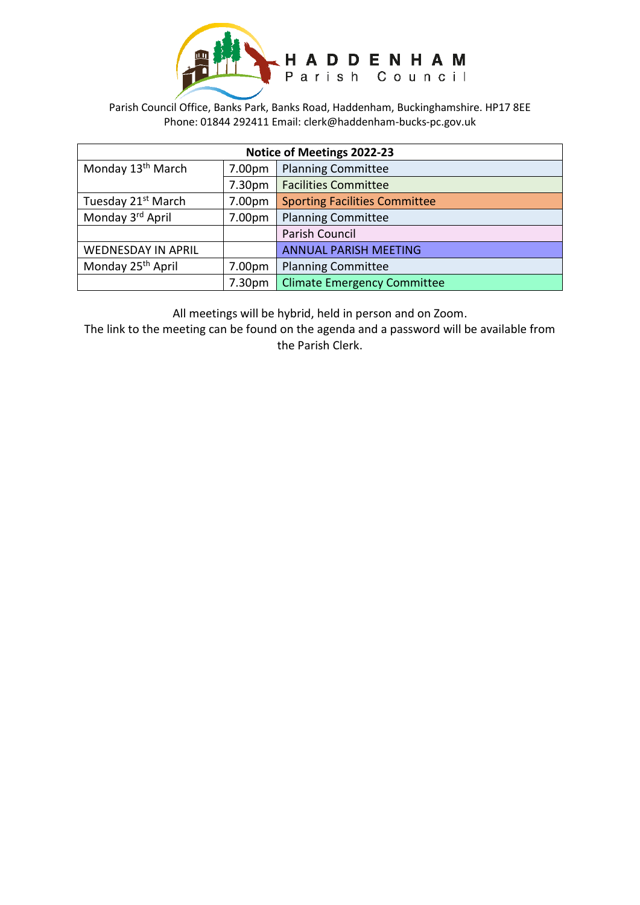# HADDENHAM Parish Council

Parish Council Office, Banks Park, Banks Road, Haddenham, Buckinghamshire. HP17 8EE
Phone: 01844 292411 Email: clerk@haddenham-bucks-pc.gov.uk

| Notice of Meetings 2022-23 | | |
|---|---|---|
| Monday 13th March | 7.00pm | Planning Committee |
| | 7.30pm | Facilities Committee |
| Tuesday 21st March | 7.00pm | Sporting Facilities Committee |
| Monday 3rd April | 7.00pm | Planning Committee |
| | | Parish Council |
| WEDNESDAY IN APRIL | | ANNUAL PARISH MEETING |
| Monday 25th April | 7.00pm | Planning Committee |
| | 7.30pm | Climate Emergency Committee |

All meetings will be hybrid, held in person and on Zoom.
The link to the meeting can be found on the agenda and a password will be available from the Parish Clerk.